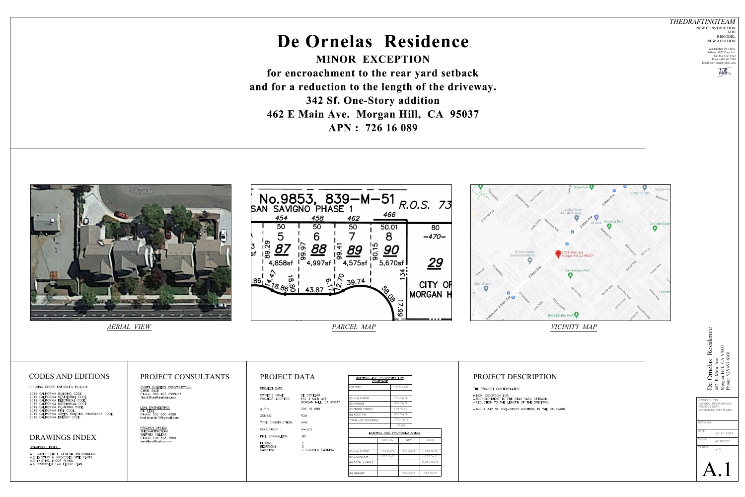# De Ornelas Residence

## MINOR EXCEPTION

**for encroachment to the rear yard setback**
**and for a reduction to the length of the driveway.**
**342 Sf. One-Story addition**
**462 E Main Ave. Morgan Hill, CA 95037**
**APN : 726 16 089**

*AERIAL VIEW*

*PARCEL MAP*

*VICINITY MAP*

## CODES AND EDITIONS

BUILDING CODES ENFORCED INCLUDE:

2019 CALIFORNIA BUILDING CODE.
2019 CALIFORNIA RESIDENTIAL CODE.
2019 CALIFORNIA ELECTRICAL CODE.
2019 CALIFORNIA MECHANICAL CODE.
2019 CALIFORNIA PLUMBING CODE.
2019 CALIFORNIA FIRE CODE.
2019 CALIFORNIA GREEN BUILDING STANDARDS CODE.
2019 CALIFORNIA ENERGY CODE.

## DRAWINGS INDEX

DRAWINGS INDEX :

A.1 COVER SHEET, GENERAL INFORMATION.
A.2 EXISTING & PROPOSED SITE PLANS.
A.3 EXISTING FLOOR PLANS.
A.4 PROPOSED 1st FLOOR PLAN.

## PROJECT CONSULTANTS

CRAFT BUILDERS CONSTRUCTION:
CHRIS BECK
Phone: 888 497 6999x11
jbeck@craftbuilders.net

LEAL ENGINEERING:
RIC LEAL
Phone: 559 930 4588
leal.ricardo10@gmail.com

PROJECT DESIGN:
THEDRAFTINGTEAM
WILFRED VILLENA
Phone: 408 313 7569
wevillena@yahoo.com

## PROJECT DATA

PROJECT DATA:

| | |
|---|---|
| OWNER'S NAME: | DE ORNELAS |
| PROJECT ADDRESS: | 462 E MAIN AVE. MORGAN HILL, CA 95037 |
| A.P.N: | 726 16 089 |
| ZONING: | RDM |
| TYPE CONSTRUCTION: | V-B |
| OCCUPANCY : | R-3/U |
| FIRE SPRINKLERS: | NO |
| FLOORS: | 2 |
| BEDROOMS: | 3 |
| PARKING: | 2 COVERED PARKING |

| EXISTING AND PROPOSED LOT COVERAGE | |
|---|---|
| LOT SIZE | 4,575 Sq.Ft. |
| (E) 1 st FLOOR | 742 Sq.Ft. |
| (E) GARAGE | 532 Sq.Ft. |
| (E) FRONT PORCH | 114 Sq.Ft. |
| (N) ADDITION | 342 Sq.Ft. |
| TOTAL LOT COVERAGE | 1,730 Sq.Ft. |
| | 37.8% |

| EXISTING AND PROPOSED AREAS | EXISTING | NEW | TOTAL |
|---|---|---|---|
| (E) 1 st FLOOR | 742 Sq.Ft. | 441 Sq.Ft. | 1,183 Sq.Ft. |
| (E) 2nd FLOOR | 1,099 Sq.Ft. | | 1,099 Sq.Ft. |
| (N) TOTAL LIVABLE | | | 2,282 Sq.Ft. |
| (N) GARAGE | | 433 Sq.Ft. | 433 Sq.Ft. |

## PROJECT DESCRIPTION

THE PROJECT CONTEMPLATES:

MINOR EXCEPTION FOR:
-ENCROACHMENT TO THE REAR YARD SETBACK.
-REDUCTION TO THE LENGTH OF THE DRIVEWAY.

-AND A 342 SF. ONE-STORY ADDITION, IN THE BACKYARD.

---

THEDRAFTINGTEAM
NEW CONSTRUCTION
ADU
REMODEL
NEW ADDITION

WILFREDO VILLENA
Address: 4875 Tony Ave.
San Jose CA 95124
Phone: 408 313 7569
Email: wevillena@yahoo.com

De Ornelas Residence
462 E Main Ave.
Morgan Hill, CA 95037
Phone: 925 497 6368

-COVER SHEET
-GENERAL INFORMATION
-PROJECT DATA
-SCHEMATIC SITE PLANS

| | |
|---|---|
| REVISION: | |
| DATE: | 02 23 2022 |
| SCALE: | AS NOTED |
| DRAWN: | W.V. |

A.1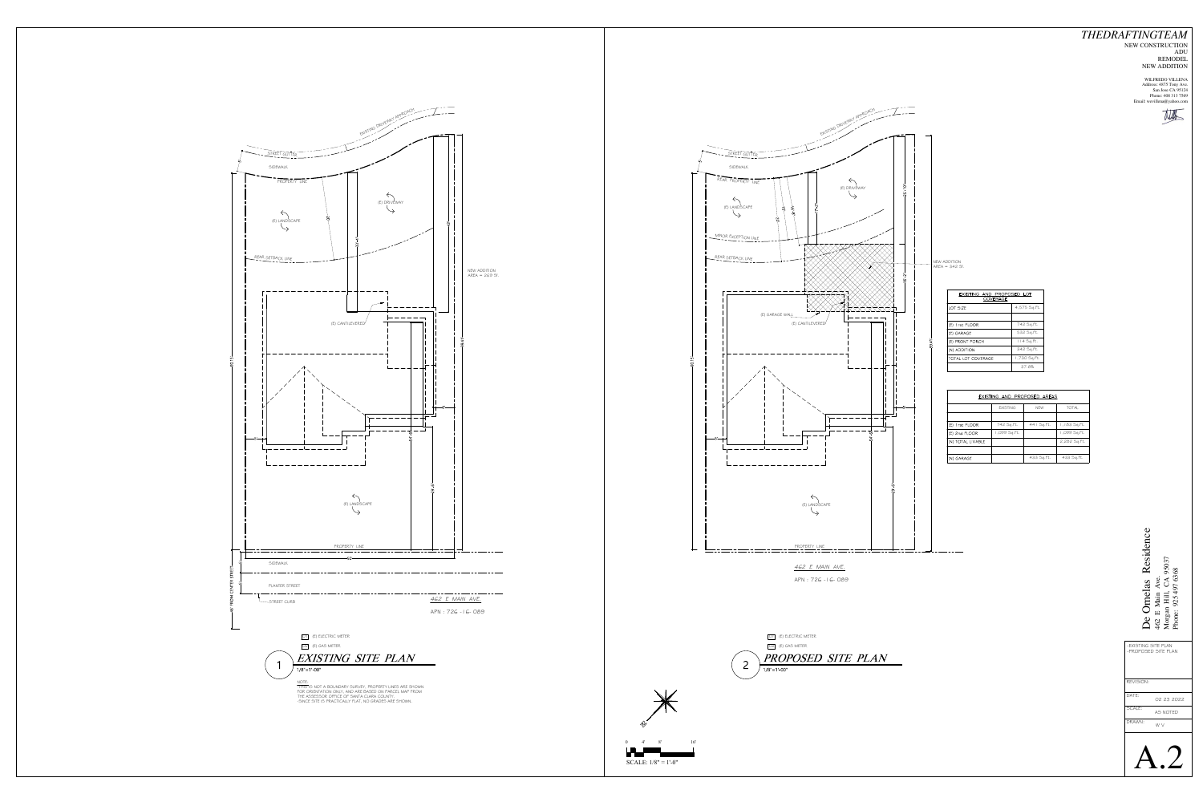# THEDRAFTINGTEAM

NEW CONSTRUCTION
ADU
REMODEL
NEW ADDITION

WILFREDO VILLENA
Address: 4675 Tony Ave.
San Jose, CA 95124
Phone: 408 513 7569
Email: wevillena@yahoo.com

## 1 EXISTING SITE PLAN

1/8"=1'-0"

STREET GUTTER
SIDEWALK
PROPERTY LINE
EXISTING DRIVEWAY APPROACH
(E) LANDSCAPE
(E) DRIVEWAY
REAR SETBACK LINE
NEW ADDITION AREA = 269 SF.
(E) CANTILEVERED
(E) LANDSCAPE
PROPERTY LINE
SIDEWALK
PLANTER STREET
STREET CURB
462 E MAIN AVE.
APN : 726 -16- 089

(E) ELECTRIC METER
(E) GAS METER

NOTE:
-THIS IS NOT A BOUNDARY SURVEY. PROPERTY LINES ARE SHOWN FOR ORIENTATION ONLY; AND ARE BASED ON PARCEL MAP FROM THE ASSESSOR OFFICE OF SANTA CLARA COUNTY.
-SINCE SITE IS PRACTICALLY FLAT, NO GRADES ARE SHOWN.

## 2 PROPOSED SITE PLAN

1/8"=1'-0"

STREET GUTTER
SIDEWALK
REAR PROPERTY LINE
EXISTING DRIVEWAY APPROACH
(E) LANDSCAPE
(E) DRIVEWAY
MINOR EXCEPTION LINE
REAR SETBACK LINE
NEW ADDITION AREA = 342 SF.
(E) GARAGE WALL
(E) CANTILEVERED
(E) LANDSCAPE
PROPERTY LINE
462 E MAIN AVE.
APN : 726 -16- 089

(E) ELECTRIC METER
(E) GAS METER

SCALE: 1/8" = 1'-0"

| EXISTING AND PROPOSED LOT COVERAGE | |
|---|---|
| LOT SIZE | 4,575 Sq.Ft. |
| (E) 1st FLOOR | 742 Sq.Ft. |
| (E) GARAGE | 532 Sq.Ft. |
| (E) FRONT PORCH | 114 Sq.Ft. |
| (N) ADDITION | 342 Sq.Ft. |
| TOTAL LOT COVERAGE | 1,730 Sq.Ft. |
| | 37.8% |

| EXISTING AND PROPOSED AREAS | | | |
|---|---|---|---|
| | EXISTING | NEW | TOTAL |
| (E) 1st FLOOR | 742 Sq.Ft. | 441 Sq.Ft. | 1,183 Sq.Ft. |
| (E) 2nd FLOOR | 1,099 Sq.Ft. | | 1,099 Sq.Ft. |
| (N) TOTAL LIVABLE | | | 2,282 Sq.Ft. |
| (N) GARAGE | | 433 Sq.Ft. | 433 Sq.Ft. |

De Ornelas Residence
462 E. Main Ave.
Morgan Hill, CA 95037
Phone: 925 497 6368

-EXISTING SITE PLAN
-PROPOSED SITE PLAN

| REVISION: | |
|---|---|
| DATE: | 02 23 2022 |
| SCALE: | AS NOTED |
| DRAWN: | W.V. |

A.2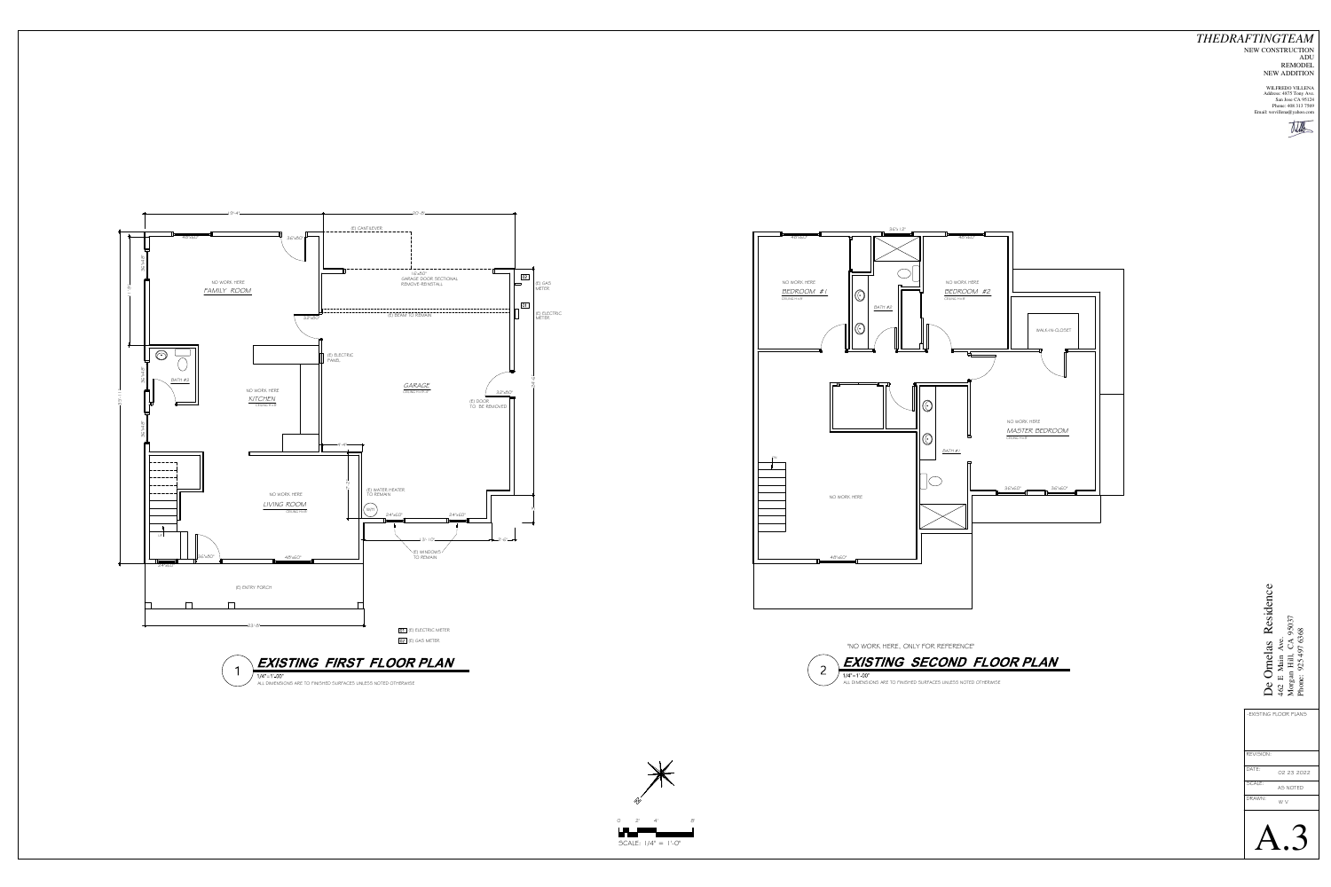THEDRAFTINGTEAM
NEW CONSTRUCTION
ADU
REMODEL
NEW ADDITION

WILFREDO VILLENA
Address: 4875 Tony Ave.
San Jose CA 95124
Phone: 408 513 7569
Email: wrevillena@yahoo.com

(E) CANTILEVER

40"x60"

36"x80"

NO WORK HERE
FAMILY ROOM

16'x80"
GARAGE DOOR SECTIONAL
REMOVE-REINSTALL

(E) GAS METER

(E) ELECTRIC METER

32"x80"

(E) BEAM TO REMAIN

(E) ELECTRIC PANEL

BATH #3

NO WORK HERE
KITCHEN

GARAGE

32"x80"

(E) DOOR TO BE REMOVED

NO WORK HERE
LIVING ROOM

(E) WATER HEATER TO REMAIN

24"x60"

24"x60"

(E) WINDOWS TO REMAIN

36"x80"

48"x60"

24"x60"

(E) ENTRY PORCH

E1 (E) ELECTRIC METER
E2 (E) GAS METER

## 1 EXISTING FIRST FLOOR PLAN

1/4" = 1'-0"
ALL DIMENSIONS ARE TO FINISHED SURFACES UNLESS NOTED OTHERWISE

40"x60"

36"x12"

40"x60"

NO WORK HERE
BEDROOM #1

BATH #2

NO WORK HERE
BEDROOM #2

WALK-IN-CLOSET

NO WORK HERE
MASTER BEDROOM

BATH #1

NO WORK HERE

36"x60"

36"x60"

48"x60"

"NO WORK HERE, ONLY FOR REFERENCE"

## 2 EXISTING SECOND FLOOR PLAN

1/4" = 1'-0"
ALL DIMENSIONS ARE TO FINISHED SURFACES UNLESS NOTED OTHERWISE

0 2' 4' 8'
SCALE: 1/4" = 1'-0"

De Omelas Residence
462 E. Main Ave.
Morgan Hill, CA 95037
Phone: 925 497 6368

EXISTING FLOOR PLANS

| | |
|---|---|
| REVISION: | |
| DATE: | 02 23 2022 |
| SCALE: | AS NOTED |
| DRAWN: | W.V. |

A.3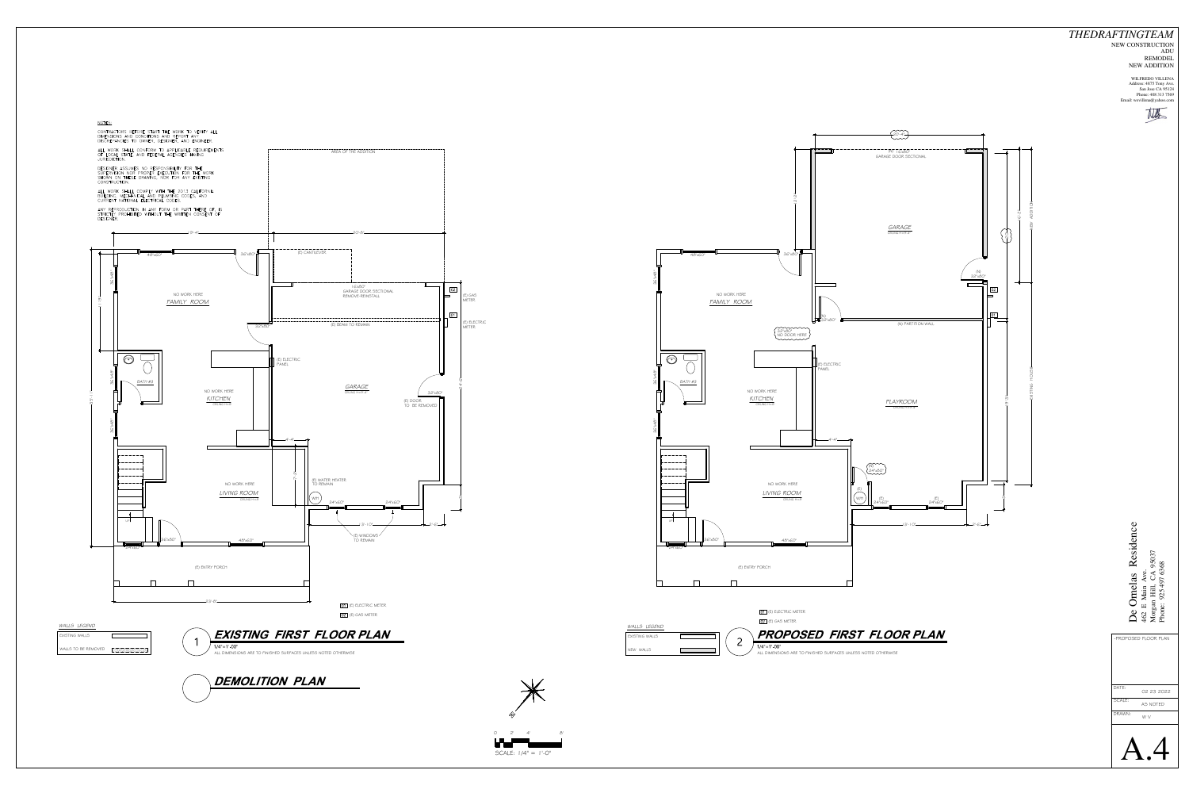**NOTES:**

CONTRACTORS BEFORE START THE WORK TO VERIFY ALL DIMENSIONS AND CONDITIONS AND REPORT ANY DISCREPANCIES TO OWNER, DESIGNER, AND ENGINEER.

ALL WORK SHALL CONFORM TO APPLICABLE REQUIREMENTS OF LOCAL, STATE AND FEDERAL AGENCIES HAVING JURISDICTION.

DESIGNER ASSUMES NO RESPONSIBILITY FOR THE SUPERVISION NOR PROPER EXECUTION FOR THE WORK SHOWN ON THESE DRAWING, NOR FOR ANY EXISTING CONSTRUCTION.

ALL WORK SHALL COMPLY WITH THE 2013 CALIFORNIA BUILDING, MECHANICAL AND PLUMBING CODES, AND CURRENT NATIONAL ELECTRICAL CODES.

ANY REPRODUCTION IN ANY FORM OR PART THERE OF, IS STRICTLY PROHIBITED WITHOUT THE WRITTEN CONSENT OF DESIGNER.

AREA OF THE ADDITION

NO WORK HERE
FAMILY ROOM

(E) CANTILEVER

16'x8'0" GARAGE DOOR SECTIONAL REMOVE REINSTALL

(E) GAS METER

(E) ELECTRIC METER

(E) BEAM TO REMAIN

(E) ELECTRIC PANEL

BATH #3

NO WORK HERE
KITCHEN

GARAGE

(E) DOOR TO BE REMOVED

(E) WATER HEATER TO REMAIN

NO WORK HERE
LIVING ROOM

(E) WINDOWS TO REMAIN

(E) ENTRY PORCH

(E) ELECTRIC METER
(E) GAS METER

WALLS LEGEND
EXISTING WALLS
WALLS TO BE REMOVED

## 1 EXISTING FIRST FLOOR PLAN

1/4"=1'-0"
ALL DIMENSIONS ARE TO FINISHED SURFACES UNLESS NOTED OTHERWISE

## DEMOLITION PLAN

SCALE: 1/4" = 1'-0"

(N) 16'x8'0" GARAGE DOOR SECTIONAL

GARAGE

(N) 32"x80"

NO WORK HERE
FAMILY ROOM

(N) 32"x80"

32"x80" NO DOOR HERE

(N) PARTITION WALL

(E) ELECTRIC PANEL

BATH #3

NO WORK HERE
KITCHEN

PLAYROOM

(N) 24"x60"

NO WORK HERE
LIVING ROOM

(E) 24"x60"

(E) 24"x60"

(E) ENTRY PORCH

EXISTING HOUSE

NEW ADDITION

(E) ELECTRIC METER
(E) GAS METER

WALLS LEGEND
EXISTING WALLS
NEW WALLS

## 2 PROPOSED FIRST FLOOR PLAN

1/4"=1'-0"
ALL DIMENSIONS ARE TO FINISHED SURFACES UNLESS NOTED OTHERWISE

**THEDRAFTINGTEAM**
NEW CONSTRUCTION
ADU
REMODEL
NEW ADDITION

WILFREDO VILLENA
Address: 4875 Tony Ave.
San Jose CA 95124
Phone: 408 513 7569
Email: wevillena@yahoo.com

De Omelas Residence
462 E Main Ave.
Morgan Hill, CA 95037
Phone: 925 497 6368

PROPOSED FLOOR PLAN

DATE: 02 23 2022
SCALE: AS NOTED
DRAWN: W.V.

A.4